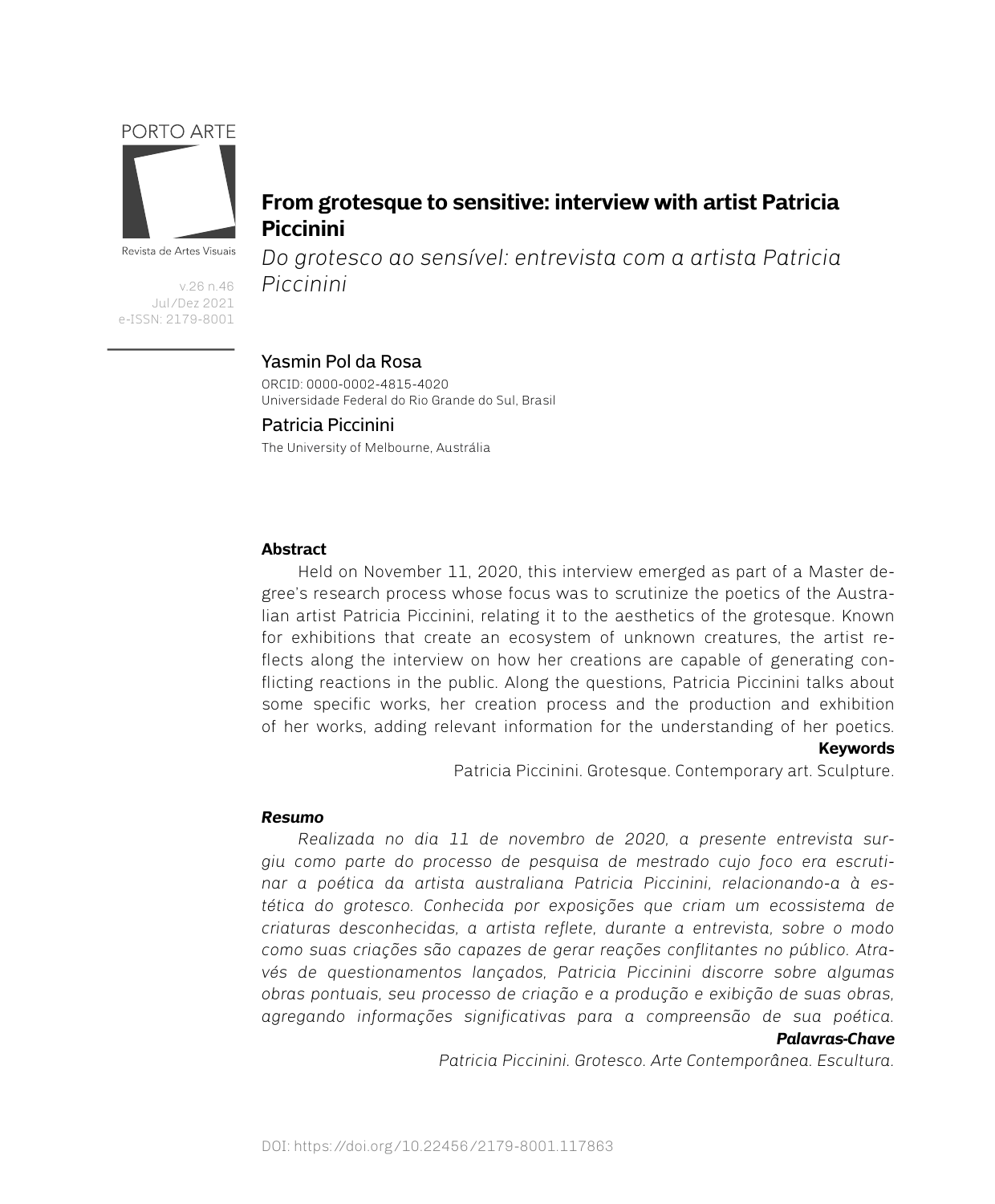# From grotesque to sensitive: interview with artist Patricia Piccinini

*Do grotesco ao sensível: entrevista com a artista Patricia Piccinini*

Yasmin Pol da Rosa
ORCID: 0000-0002-4815-4020
Universidade Federal do Rio Grande do Sul, Brasil

Patricia Piccinini
The University of Melbourne, Austrália

**Abstract**

Held on November 11, 2020, this interview emerged as part of a Master degree's research process whose focus was to scrutinize the poetics of the Australian artist Patricia Piccinini, relating it to the aesthetics of the grotesque. Known for exhibitions that create an ecosystem of unknown creatures, the artist reflects along the interview on how her creations are capable of generating conflicting reactions in the public. Along the questions, Patricia Piccinini talks about some specific works, her creation process and the production and exhibition of her works, adding relevant information for the understanding of her poetics.

**Keywords**

Patricia Piccinini. Grotesque. Contemporary art. Sculpture.

***Resumo***

*Realizada no dia 11 de novembro de 2020, a presente entrevista surgiu como parte do processo de pesquisa de mestrado cujo foco era escrutinar a poética da artista australiana Patricia Piccinini, relacionando-a à estética do grotesco. Conhecida por exposições que criam um ecossistema de criaturas desconhecidas, a artista reflete, durante a entrevista, sobre o modo como suas criações são capazes de gerar reações conflitantes no público. Através de questionamentos lançados, Patricia Piccinini discorre sobre algumas obras pontuais, seu processo de criação e a produção e exibição de suas obras, agregando informações significativas para a compreensão de sua poética.*

***Palavras-Chave***

*Patricia Piccinini. Grotesco. Arte Contemporânea. Escultura.*

DOI: https://doi.org/10.22456/2179-8001.117863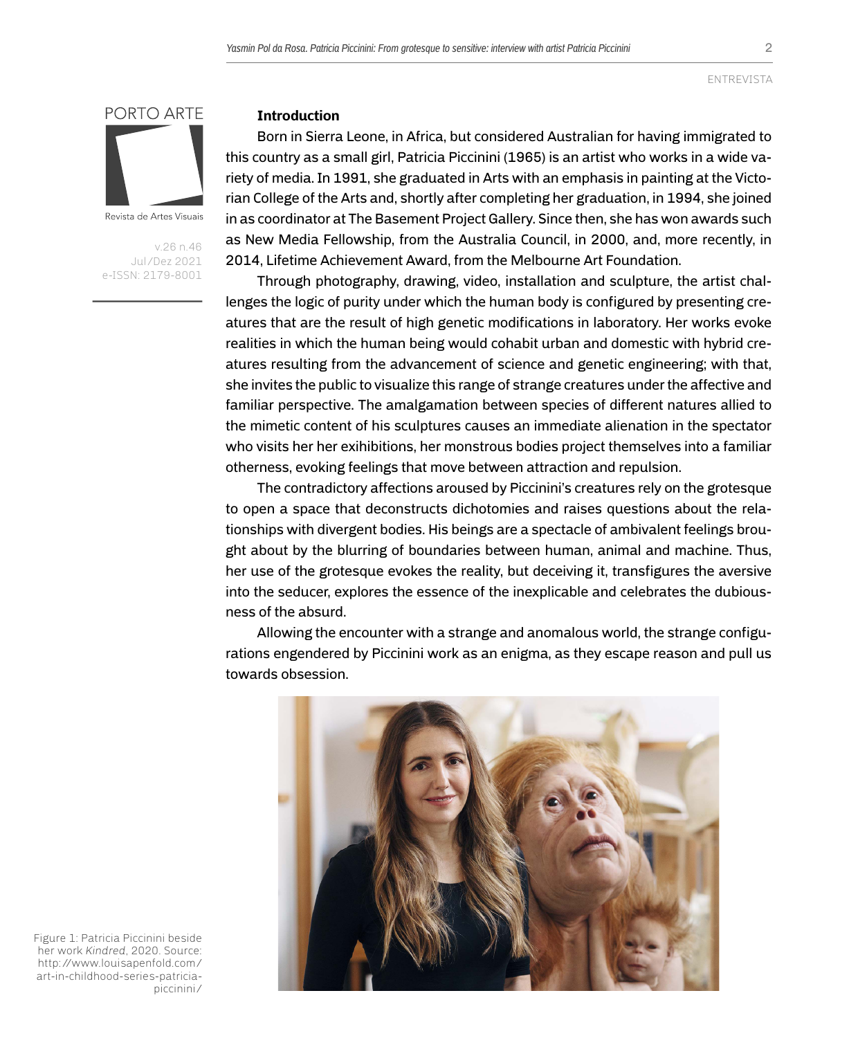## Introduction

Born in Sierra Leone, in Africa, but considered Australian for having immigrated to this country as a small girl, Patricia Piccinini (1965) is an artist who works in a wide variety of media. In 1991, she graduated in Arts with an emphasis in painting at the Victorian College of the Arts and, shortly after completing her graduation, in 1994, she joined in as coordinator at The Basement Project Gallery. Since then, she has won awards such as New Media Fellowship, from the Australia Council, in 2000, and, more recently, in 2014, Lifetime Achievement Award, from the Melbourne Art Foundation.

Through photography, drawing, video, installation and sculpture, the artist challenges the logic of purity under which the human body is configured by presenting creatures that are the result of high genetic modifications in laboratory. Her works evoke realities in which the human being would cohabit urban and domestic with hybrid creatures resulting from the advancement of science and genetic engineering; with that, she invites the public to visualize this range of strange creatures under the affective and familiar perspective. The amalgamation between species of different natures allied to the mimetic content of his sculptures causes an immediate alienation in the spectator who visits her her exihibitions, her monstrous bodies project themselves into a familiar otherness, evoking feelings that move between attraction and repulsion.

The contradictory affections aroused by Piccinini's creatures rely on the grotesque to open a space that deconstructs dichotomies and raises questions about the relationships with divergent bodies. His beings are a spectacle of ambivalent feelings brought about by the blurring of boundaries between human, animal and machine. Thus, her use of the grotesque evokes the reality, but deceiving it, transfigures the aversive into the seducer, explores the essence of the inexplicable and celebrates the dubiousness of the absurd.

Allowing the encounter with a strange and anomalous world, the strange configurations engendered by Piccinini work as an enigma, as they escape reason and pull us towards obsession.

Figure 1: Patricia Piccinini beside her work *Kindred*, 2020. Source: http://www.louisapenfold.com/art-in-childhood-series-patricia-piccinini/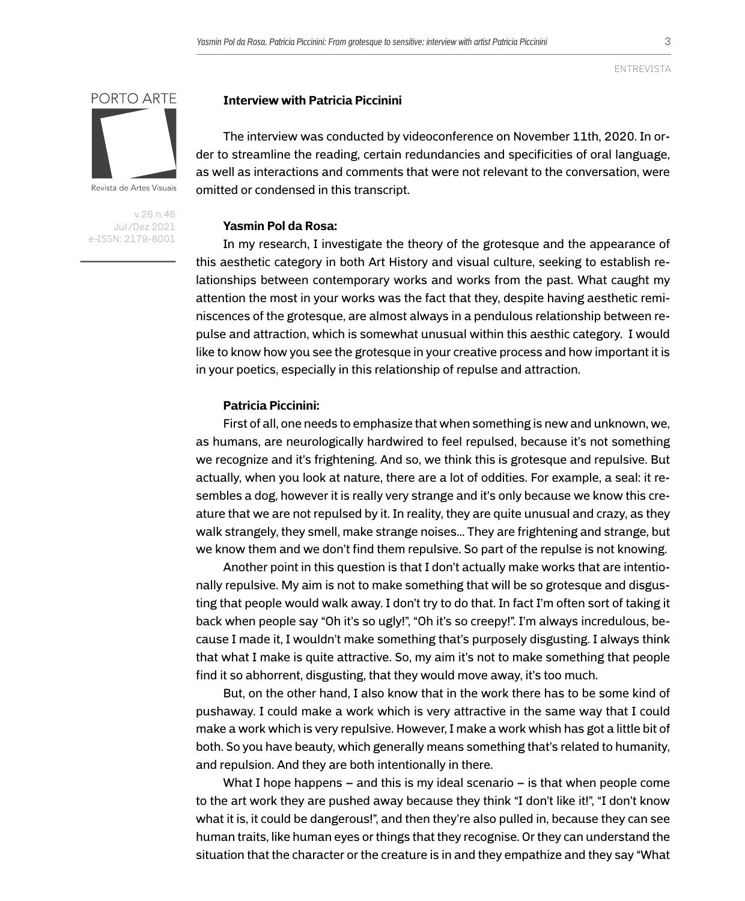**Interview with Patricia Piccinini**

The interview was conducted by videoconference on November 11th, 2020. In order to streamline the reading, certain redundancies and specificities of oral language, as well as interactions and comments that were not relevant to the conversation, were omitted or condensed in this transcript.

**Yasmin Pol da Rosa:**

In my research, I investigate the theory of the grotesque and the appearance of this aesthetic category in both Art History and visual culture, seeking to establish relationships between contemporary works and works from the past. What caught my attention the most in your works was the fact that they, despite having aesthetic reminiscences of the grotesque, are almost always in a pendulous relationship between repulse and attraction, which is somewhat unusual within this aesthic category. I would like to know how you see the grotesque in your creative process and how important it is in your poetics, especially in this relationship of repulse and attraction.

**Patricia Piccinini:**

First of all, one needs to emphasize that when something is new and unknown, we, as humans, are neurologically hardwired to feel repulsed, because it's not something we recognize and it's frightening. And so, we think this is grotesque and repulsive. But actually, when you look at nature, there are a lot of oddities. For example, a seal: it resembles a dog, however it is really very strange and it's only because we know this creature that we are not repulsed by it. In reality, they are quite unusual and crazy, as they walk strangely, they smell, make strange noises... They are frightening and strange, but we know them and we don't find them repulsive. So part of the repulse is not knowing.

Another point in this question is that I don't actually make works that are intentionally repulsive. My aim is not to make something that will be so grotesque and disgusting that people would walk away. I don't try to do that. In fact I'm often sort of taking it back when people say "Oh it's so ugly!", "Oh it's so creepy!". I'm always incredulous, because I made it, I wouldn't make something that's purposely disgusting. I always think that what I make is quite attractive. So, my aim it's not to make something that people find it so abhorrent, disgusting, that they would move away, it's too much.

But, on the other hand, I also know that in the work there has to be some kind of pushaway. I could make a work which is very attractive in the same way that I could make a work which is very repulsive. However, I make a work whish has got a little bit of both. So you have beauty, which generally means something that's related to humanity, and repulsion. And they are both intentionally in there.

What I hope happens – and this is my ideal scenario – is that when people come to the art work they are pushed away because they think "I don't like it!", "I don't know what it is, it could be dangerous!", and then they're also pulled in, because they can see human traits, like human eyes or things that they recognise. Or they can understand the situation that the character or the creature is in and they empathize and they say "What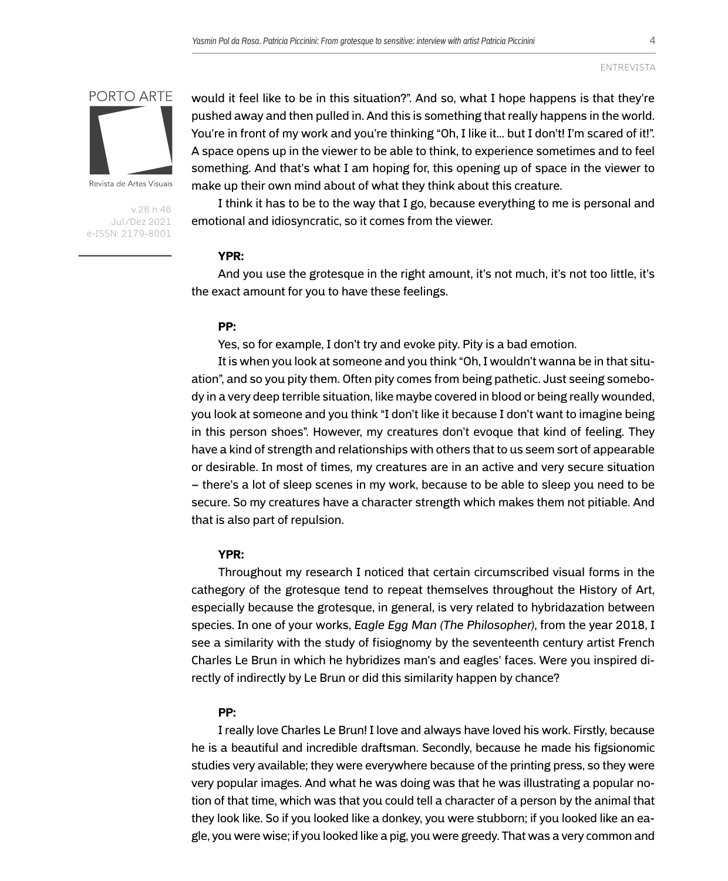would it feel like to be in this situation?". And so, what I hope happens is that they're pushed away and then pulled in. And this is something that really happens in the world. You're in front of my work and you're thinking "Oh, I like it... but I don't! I'm scared of it!". A space opens up in the viewer to be able to think, to experience sometimes and to feel something. And that's what I am hoping for, this opening up of space in the viewer to make up their own mind about of what they think about this creature.

I think it has to be to the way that I go, because everything to me is personal and emotional and idiosyncratic, so it comes from the viewer.

**YPR:**

And you use the grotesque in the right amount, it's not much, it's not too little, it's the exact amount for you to have these feelings.

**PP:**

Yes, so for example, I don't try and evoke pity. Pity is a bad emotion.

It is when you look at someone and you think "Oh, I wouldn't wanna be in that situation", and so you pity them. Often pity comes from being pathetic. Just seeing somebody in a very deep terrible situation, like maybe covered in blood or being really wounded, you look at someone and you think "I don't like it because I don't want to imagine being in this person shoes". However, my creatures don't evoque that kind of feeling. They have a kind of strength and relationships with others that to us seem sort of appearable or desirable. In most of times, my creatures are in an active and very secure situation – there's a lot of sleep scenes in my work, because to be able to sleep you need to be secure. So my creatures have a character strength which makes them not pitiable. And that is also part of repulsion.

**YPR:**

Throughout my research I noticed that certain circumscribed visual forms in the cathegory of the grotesque tend to repeat themselves throughout the History of Art, especially because the grotesque, in general, is very related to hybridazation between species. In one of your works, *Eagle Egg Man (The Philosopher)*, from the year 2018, I see a similarity with the study of fisiognomy by the seventeenth century artist French Charles Le Brun in which he hybridizes man's and eagles' faces. Were you inspired directly of indirectly by Le Brun or did this similarity happen by chance?

**PP:**

I really love Charles Le Brun! I love and always have loved his work. Firstly, because he is a beautiful and incredible draftsman. Secondly, because he made his figsionomic studies very available; they were everywhere because of the printing press, so they were very popular images. And what he was doing was that he was illustrating a popular notion of that time, which was that you could tell a character of a person by the animal that they look like. So if you looked like a donkey, you were stubborn; if you looked like an eagle, you were wise; if you looked like a pig, you were greedy. That was a very common and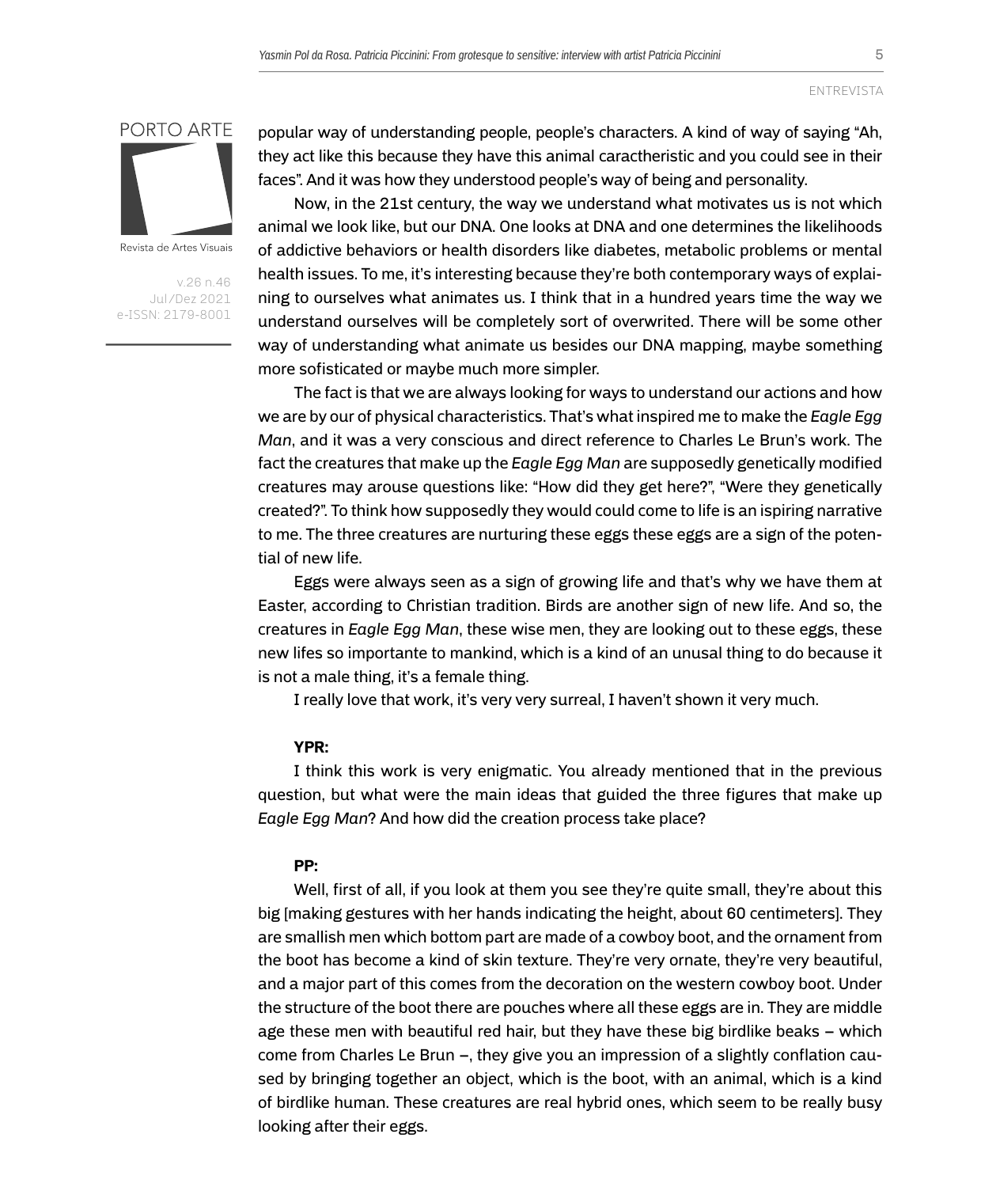popular way of understanding people, people's characters. A kind of way of saying "Ah, they act like this because they have this animal caractheristic and you could see in their faces". And it was how they understood people's way of being and personality.

Now, in the 21st century, the way we understand what motivates us is not which animal we look like, but our DNA. One looks at DNA and one determines the likelihoods of addictive behaviors or health disorders like diabetes, metabolic problems or mental health issues. To me, it's interesting because they're both contemporary ways of explaining to ourselves what animates us. I think that in a hundred years time the way we understand ourselves will be completely sort of overwrited. There will be some other way of understanding what animate us besides our DNA mapping, maybe something more sofisticated or maybe much more simpler.

The fact is that we are always looking for ways to understand our actions and how we are by our of physical characteristics. That's what inspired me to make the *Eagle Egg Man*, and it was a very conscious and direct reference to Charles Le Brun's work. The fact the creatures that make up the *Eagle Egg Man* are supposedly genetically modified creatures may arouse questions like: "How did they get here?", "Were they genetically created?". To think how supposedly they would could come to life is an ispiring narrative to me. The three creatures are nurturing these eggs these eggs are a sign of the potential of new life.

Eggs were always seen as a sign of growing life and that's why we have them at Easter, according to Christian tradition. Birds are another sign of new life. And so, the creatures in *Eagle Egg Man*, these wise men, they are looking out to these eggs, these new lifes so importante to mankind, which is a kind of an unusal thing to do because it is not a male thing, it's a female thing.

I really love that work, it's very very surreal, I haven't shown it very much.

**YPR:**

I think this work is very enigmatic. You already mentioned that in the previous question, but what were the main ideas that guided the three figures that make up *Eagle Egg Man*? And how did the creation process take place?

**PP:**

Well, first of all, if you look at them you see they're quite small, they're about this big [making gestures with her hands indicating the height, about 60 centimeters]. They are smallish men which bottom part are made of a cowboy boot, and the ornament from the boot has become a kind of skin texture. They're very ornate, they're very beautiful, and a major part of this comes from the decoration on the western cowboy boot. Under the structure of the boot there are pouches where all these eggs are in. They are middle age these men with beautiful red hair, but they have these big birdlike beaks – which come from Charles Le Brun –, they give you an impression of a slightly conflation caused by bringing together an object, which is the boot, with an animal, which is a kind of birdlike human. These creatures are real hybrid ones, which seem to be really busy looking after their eggs.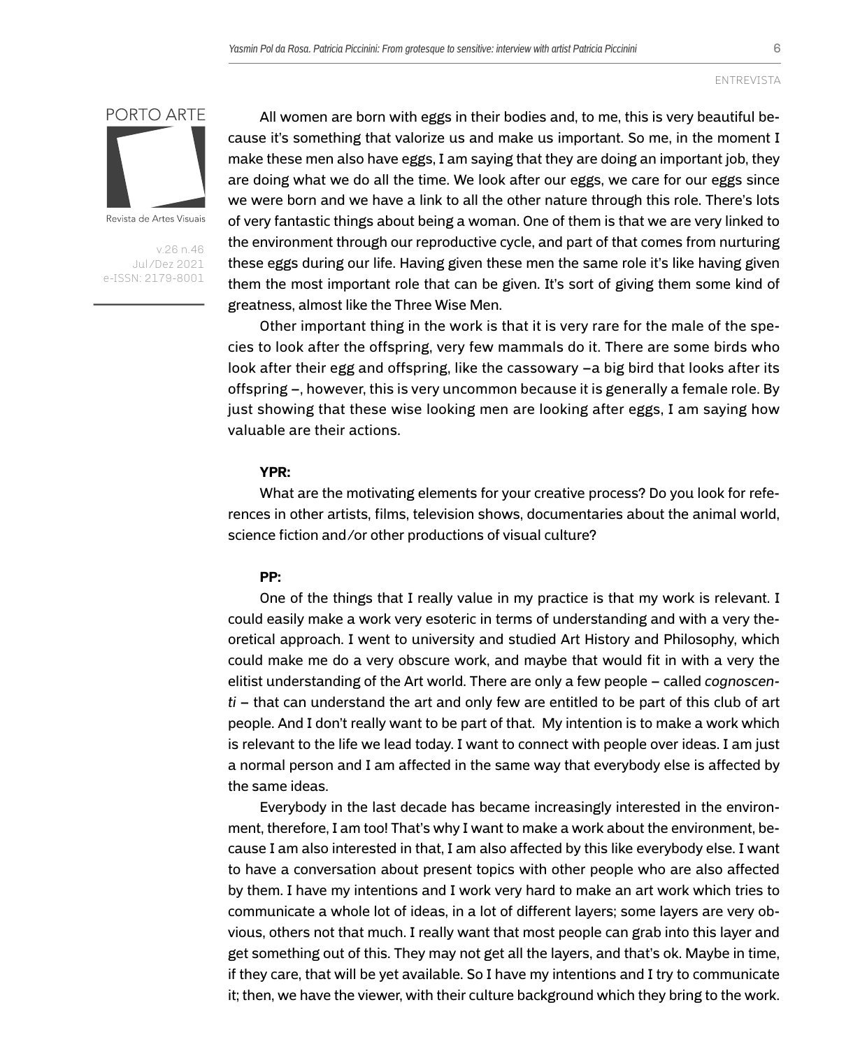All women are born with eggs in their bodies and, to me, this is very beautiful because it's something that valorize us and make us important. So me, in the moment I make these men also have eggs, I am saying that they are doing an important job, they are doing what we do all the time. We look after our eggs, we care for our eggs since we were born and we have a link to all the other nature through this role. There's lots of very fantastic things about being a woman. One of them is that we are very linked to the environment through our reproductive cycle, and part of that comes from nurturing these eggs during our life. Having given these men the same role it's like having given them the most important role that can be given. It's sort of giving them some kind of greatness, almost like the Three Wise Men.

Other important thing in the work is that it is very rare for the male of the species to look after the offspring, very few mammals do it. There are some birds who look after their egg and offspring, like the cassowary –a big bird that looks after its offspring –, however, this is very uncommon because it is generally a female role. By just showing that these wise looking men are looking after eggs, I am saying how valuable are their actions.

**YPR:**

What are the motivating elements for your creative process? Do you look for references in other artists, films, television shows, documentaries about the animal world, science fiction and/or other productions of visual culture?

**PP:**

One of the things that I really value in my practice is that my work is relevant. I could easily make a work very esoteric in terms of understanding and with a very theoretical approach. I went to university and studied Art History and Philosophy, which could make me do a very obscure work, and maybe that would fit in with a very the elitist understanding of the Art world. There are only a few people – called *cognoscenti* – that can understand the art and only few are entitled to be part of this club of art people. And I don't really want to be part of that. My intention is to make a work which is relevant to the life we lead today. I want to connect with people over ideas. I am just a normal person and I am affected in the same way that everybody else is affected by the same ideas.

Everybody in the last decade has became increasingly interested in the environment, therefore, I am too! That's why I want to make a work about the environment, because I am also interested in that, I am also affected by this like everybody else. I want to have a conversation about present topics with other people who are also affected by them. I have my intentions and I work very hard to make an art work which tries to communicate a whole lot of ideas, in a lot of different layers; some layers are very obvious, others not that much. I really want that most people can grab into this layer and get something out of this. They may not get all the layers, and that's ok. Maybe in time, if they care, that will be yet available. So I have my intentions and I try to communicate it; then, we have the viewer, with their culture background which they bring to the work.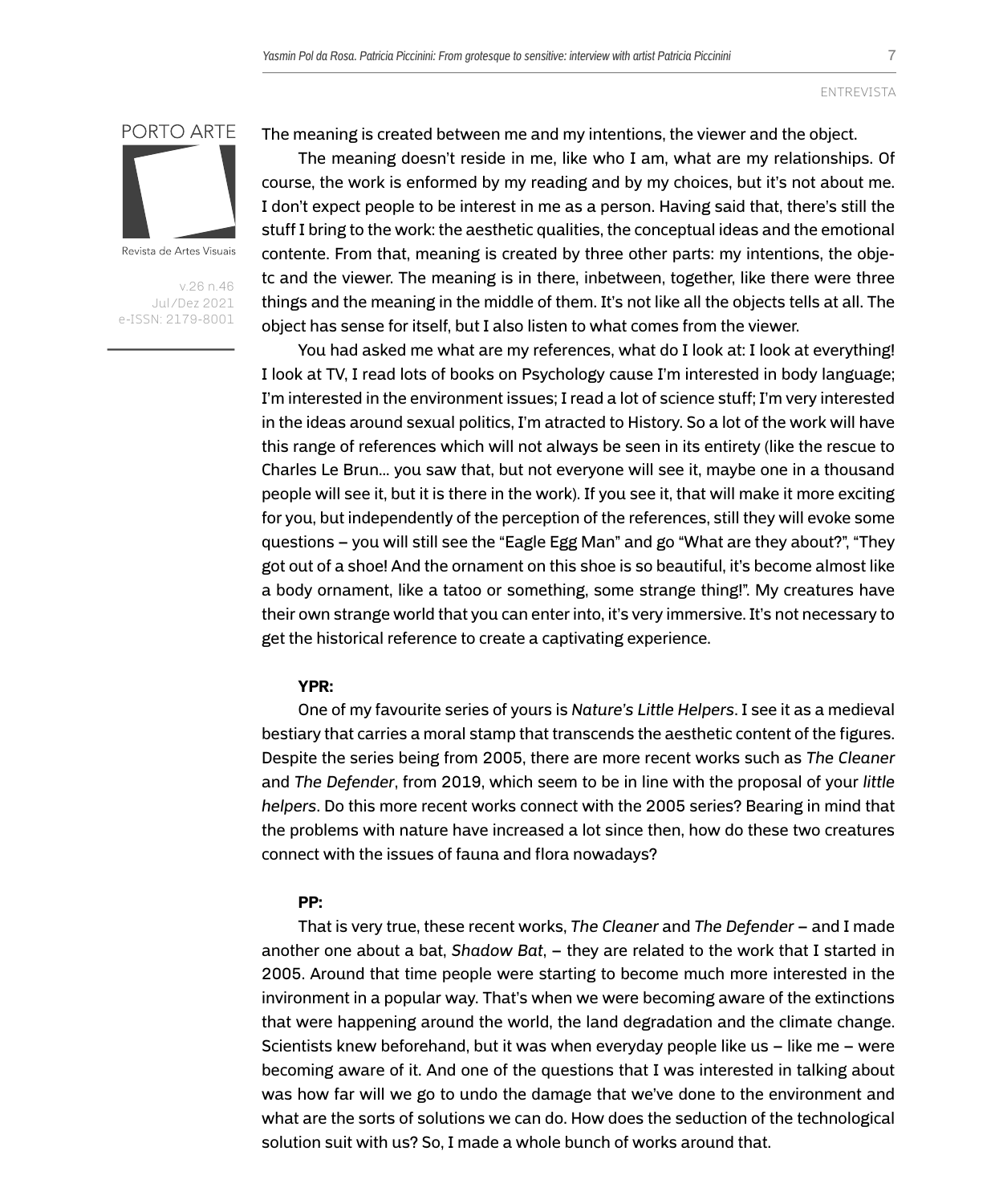The meaning is created between me and my intentions, the viewer and the object.

The meaning doesn't reside in me, like who I am, what are my relationships. Of course, the work is enformed by my reading and by my choices, but it's not about me. I don't expect people to be interest in me as a person. Having said that, there's still the stuff I bring to the work: the aesthetic qualities, the conceptual ideas and the emotional contente. From that, meaning is created by three other parts: my intentions, the object and the viewer. The meaning is in there, inbetween, together, like there were three things and the meaning in the middle of them. It's not like all the objects tells at all. The object has sense for itself, but I also listen to what comes from the viewer.

You had asked me what are my references, what do I look at: I look at everything! I look at TV, I read lots of books on Psychology cause I'm interested in body language; I'm interested in the environment issues; I read a lot of science stuff; I'm very interested in the ideas around sexual politics, I'm atracted to History. So a lot of the work will have this range of references which will not always be seen in its entirety (like the rescue to Charles Le Brun... you saw that, but not everyone will see it, maybe one in a thousand people will see it, but it is there in the work). If you see it, that will make it more exciting for you, but independently of the perception of the references, still they will evoke some questions – you will still see the "Eagle Egg Man" and go "What are they about?", "They got out of a shoe! And the ornament on this shoe is so beautiful, it's become almost like a body ornament, like a tatoo or something, some strange thing!". My creatures have their own strange world that you can enter into, it's very immersive. It's not necessary to get the historical reference to create a captivating experience.

**YPR:**

One of my favourite series of yours is *Nature's Little Helpers*. I see it as a medieval bestiary that carries a moral stamp that transcends the aesthetic content of the figures. Despite the series being from 2005, there are more recent works such as *The Cleaner* and *The Defender*, from 2019, which seem to be in line with the proposal of your *little helpers*. Do this more recent works connect with the 2005 series? Bearing in mind that the problems with nature have increased a lot since then, how do these two creatures connect with the issues of fauna and flora nowadays?

**PP:**

That is very true, these recent works, *The Cleaner* and *The Defender* – and I made another one about a bat, *Shadow Bat*, – they are related to the work that I started in 2005. Around that time people were starting to become much more interested in the invironment in a popular way. That's when we were becoming aware of the extinctions that were happening around the world, the land degradation and the climate change. Scientists knew beforehand, but it was when everyday people like us – like me – were becoming aware of it. And one of the questions that I was interested in talking about was how far will we go to undo the damage that we've done to the environment and what are the sorts of solutions we can do. How does the seduction of the technological solution suit with us? So, I made a whole bunch of works around that.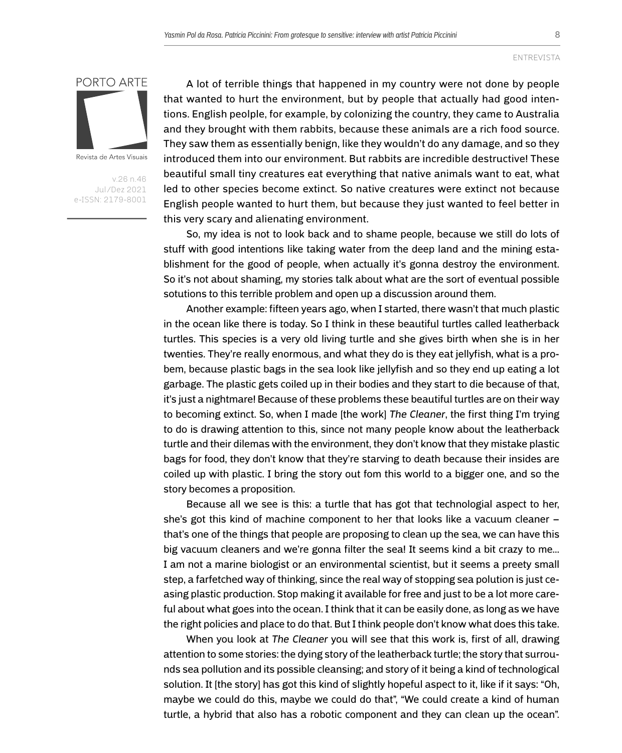A lot of terrible things that happened in my country were not done by people that wanted to hurt the environment, but by people that actually had good intentions. English peolple, for example, by colonizing the country, they came to Australia and they brought with them rabbits, because these animals are a rich food source. They saw them as essentially benign, like they wouldn't do any damage, and so they introduced them into our environment. But rabbits are incredible destructive! These beautiful small tiny creatures eat everything that native animals want to eat, what led to other species become extinct. So native creatures were extinct not because English people wanted to hurt them, but because they just wanted to feel better in this very scary and alienating environment.

So, my idea is not to look back and to shame people, because we still do lots of stuff with good intentions like taking water from the deep land and the mining establishment for the good of people, when actually it's gonna destroy the environment. So it's not about shaming, my stories talk about what are the sort of eventual possible sotutions to this terrible problem and open up a discussion around them.

Another example: fifteen years ago, when I started, there wasn't that much plastic in the ocean like there is today. So I think in these beautiful turtles called leatherback turtles. This species is a very old living turtle and she gives birth when she is in her twenties. They're really enormous, and what they do is they eat jellyfish, what is a probem, because plastic bags in the sea look like jellyfish and so they end up eating a lot garbage. The plastic gets coiled up in their bodies and they start to die because of that, it's just a nightmare! Because of these problems these beautiful turtles are on their way to becoming extinct. So, when I made [the work] *The Cleaner*, the first thing I'm trying to do is drawing attention to this, since not many people know about the leatherback turtle and their dilemas with the environment, they don't know that they mistake plastic bags for food, they don't know that they're starving to death because their insides are coiled up with plastic. I bring the story out fom this world to a bigger one, and so the story becomes a proposition.

Because all we see is this: a turtle that has got that technologial aspect to her, she's got this kind of machine component to her that looks like a vacuum cleaner – that's one of the things that people are proposing to clean up the sea, we can have this big vacuum cleaners and we're gonna filter the sea! It seems kind a bit crazy to me... I am not a marine biologist or an environmental scientist, but it seems a preety small step, a farfetched way of thinking, since the real way of stopping sea polution is just ceasing plastic production. Stop making it available for free and just to be a lot more careful about what goes into the ocean. I think that it can be easily done, as long as we have the right policies and place to do that. But I think people don't know what does this take.

When you look at *The Cleaner* you will see that this work is, first of all, drawing attention to some stories: the dying story of the leatherback turtle; the story that surrounds sea pollution and its possible cleansing; and story of it being a kind of technological solution. It [the story] has got this kind of slightly hopeful aspect to it, like if it says: "Oh, maybe we could do this, maybe we could do that", "We could create a kind of human turtle, a hybrid that also has a robotic component and they can clean up the ocean".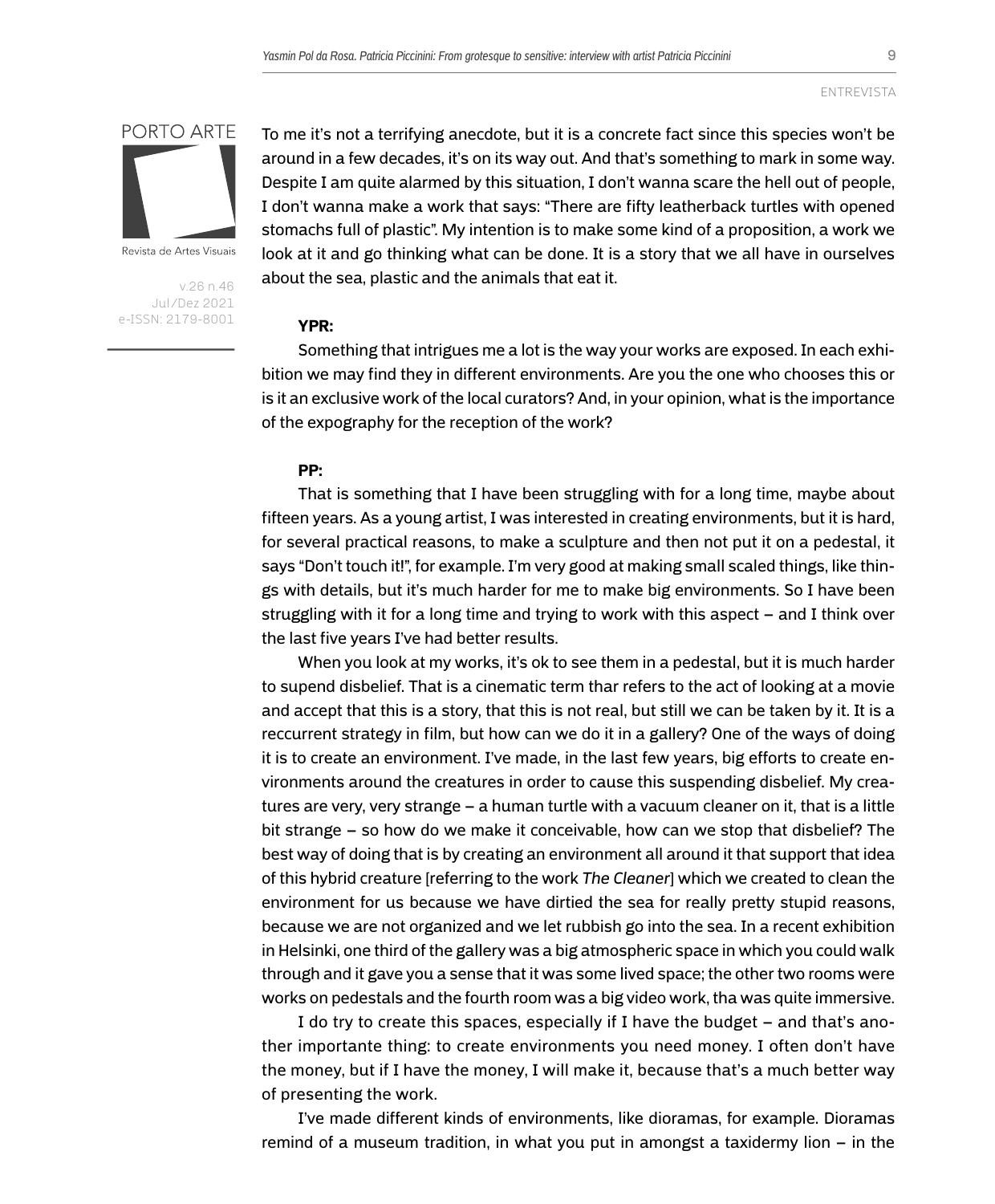To me it's not a terrifying anecdote, but it is a concrete fact since this species won't be around in a few decades, it's on its way out. And that's something to mark in some way. Despite I am quite alarmed by this situation, I don't wanna scare the hell out of people, I don't wanna make a work that says: "There are fifty leatherback turtles with opened stomachs full of plastic". My intention is to make some kind of a proposition, a work we look at it and go thinking what can be done. It is a story that we all have in ourselves about the sea, plastic and the animals that eat it.

**YPR:**

Something that intrigues me a lot is the way your works are exposed. In each exhibition we may find they in different environments. Are you the one who chooses this or is it an exclusive work of the local curators? And, in your opinion, what is the importance of the expography for the reception of the work?

**PP:**

That is something that I have been struggling with for a long time, maybe about fifteen years. As a young artist, I was interested in creating environments, but it is hard, for several practical reasons, to make a sculpture and then not put it on a pedestal, it says "Don't touch it!", for example. I'm very good at making small scaled things, like things with details, but it's much harder for me to make big environments. So I have been struggling with it for a long time and trying to work with this aspect – and I think over the last five years I've had better results.

When you look at my works, it's ok to see them in a pedestal, but it is much harder to supend disbelief. That is a cinematic term thar refers to the act of looking at a movie and accept that this is a story, that this is not real, but still we can be taken by it. It is a reccurrent strategy in film, but how can we do it in a gallery? One of the ways of doing it is to create an environment. I've made, in the last few years, big efforts to create environments around the creatures in order to cause this suspending disbelief. My creatures are very, very strange – a human turtle with a vacuum cleaner on it, that is a little bit strange – so how do we make it conceivable, how can we stop that disbelief? The best way of doing that is by creating an environment all around it that support that idea of this hybrid creature [referring to the work *The Cleaner*] which we created to clean the environment for us because we have dirtied the sea for really pretty stupid reasons, because we are not organized and we let rubbish go into the sea. In a recent exhibition in Helsinki, one third of the gallery was a big atmospheric space in which you could walk through and it gave you a sense that it was some lived space; the other two rooms were works on pedestals and the fourth room was a big video work, tha was quite immersive.

I do try to create this spaces, especially if I have the budget – and that's another importante thing: to create environments you need money. I often don't have the money, but if I have the money, I will make it, because that's a much better way of presenting the work.

I've made different kinds of environments, like dioramas, for example. Dioramas remind of a museum tradition, in what you put in amongst a taxidermy lion – in the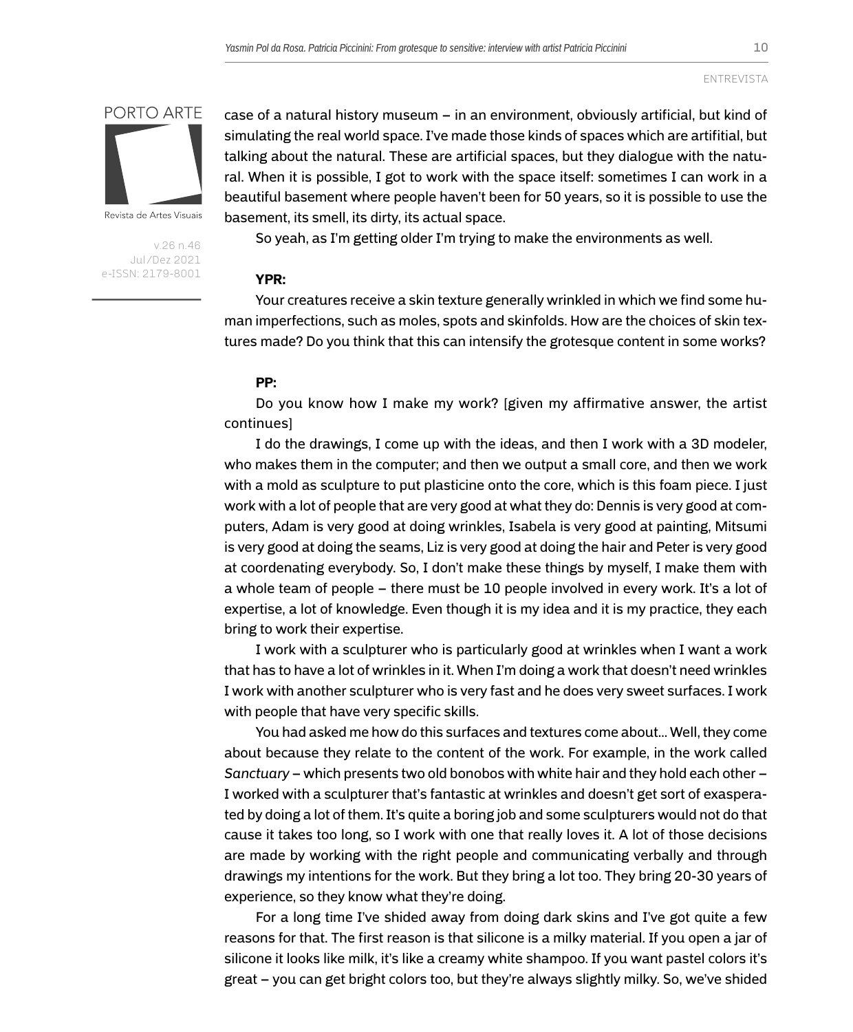case of a natural history museum – in an environment, obviously artificial, but kind of simulating the real world space. I've made those kinds of spaces which are artifitial, but talking about the natural. These are artificial spaces, but they dialogue with the natural. When it is possible, I got to work with the space itself: sometimes I can work in a beautiful basement where people haven't been for 50 years, so it is possible to use the basement, its smell, its dirty, its actual space.

So yeah, as I'm getting older I'm trying to make the environments as well.

**YPR:**

Your creatures receive a skin texture generally wrinkled in which we find some human imperfections, such as moles, spots and skinfolds. How are the choices of skin textures made? Do you think that this can intensify the grotesque content in some works?

**PP:**

Do you know how I make my work? [given my affirmative answer, the artist continues]

I do the drawings, I come up with the ideas, and then I work with a 3D modeler, who makes them in the computer; and then we output a small core, and then we work with a mold as sculpture to put plasticine onto the core, which is this foam piece. I just work with a lot of people that are very good at what they do: Dennis is very good at computers, Adam is very good at doing wrinkles, Isabela is very good at painting, Mitsumi is very good at doing the seams, Liz is very good at doing the hair and Peter is very good at coordenating everybody. So, I don't make these things by myself, I make them with a whole team of people – there must be 10 people involved in every work. It's a lot of expertise, a lot of knowledge. Even though it is my idea and it is my practice, they each bring to work their expertise.

I work with a sculpturer who is particularly good at wrinkles when I want a work that has to have a lot of wrinkles in it. When I'm doing a work that doesn't need wrinkles I work with another sculpturer who is very fast and he does very sweet surfaces. I work with people that have very specific skills.

You had asked me how do this surfaces and textures come about... Well, they come about because they relate to the content of the work. For example, in the work called *Sanctuary* – which presents two old bonobos with white hair and they hold each other – I worked with a sculpturer that's fantastic at wrinkles and doesn't get sort of exasperated by doing a lot of them. It's quite a boring job and some sculpturers would not do that cause it takes too long, so I work with one that really loves it. A lot of those decisions are made by working with the right people and communicating verbally and through drawings my intentions for the work. But they bring a lot too. They bring 20-30 years of experience, so they know what they're doing.

For a long time I've shided away from doing dark skins and I've got quite a few reasons for that. The first reason is that silicone is a milky material. If you open a jar of silicone it looks like milk, it's like a creamy white shampoo. If you want pastel colors it's great – you can get bright colors too, but they're always slightly milky. So, we've shided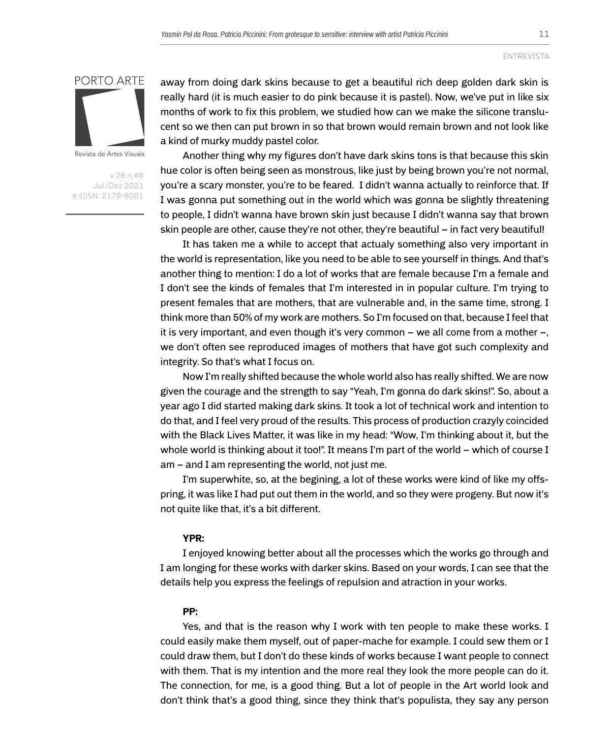away from doing dark skins because to get a beautiful rich deep golden dark skin is really hard (it is much easier to do pink because it is pastel). Now, we've put in like six months of work to fix this problem, we studied how can we make the silicone translucent so we then can put brown in so that brown would remain brown and not look like a kind of murky muddy pastel color.

Another thing why my figures don't have dark skins tons is that because this skin hue color is often being seen as monstrous, like just by being brown you're not normal, you're a scary monster, you're to be feared. I didn't wanna actually to reinforce that. If I was gonna put something out in the world which was gonna be slightly threatening to people, I didn't wanna have brown skin just because I didn't wanna say that brown skin people are other, cause they're not other, they're beautiful – in fact very beautiful!

It has taken me a while to accept that actualy something also very important in the world is representation, like you need to be able to see yourself in things. And that's another thing to mention: I do a lot of works that are female because I'm a female and I don't see the kinds of females that I'm interested in in popular culture. I'm trying to present females that are mothers, that are vulnerable and, in the same time, strong. I think more than 50% of my work are mothers. So I'm focused on that, because I feel that it is very important, and even though it's very common – we all come from a mother –, we don't often see reproduced images of mothers that have got such complexity and integrity. So that's what I focus on.

Now I'm really shifted because the whole world also has really shifted. We are now given the courage and the strength to say "Yeah, I'm gonna do dark skins!". So, about a year ago I did started making dark skins. It took a lot of technical work and intention to do that, and I feel very proud of the results. This process of production crazyly coincided with the Black Lives Matter, it was like in my head: "Wow, I'm thinking about it, but the whole world is thinking about it too!". It means I'm part of the world – which of course I am – and I am representing the world, not just me.

I'm superwhite, so, at the begining, a lot of these works were kind of like my offspring, it was like I had put out them in the world, and so they were progeny. But now it's not quite like that, it's a bit different.

**YPR:**

I enjoyed knowing better about all the processes which the works go through and I am longing for these works with darker skins. Based on your words, I can see that the details help you express the feelings of repulsion and atraction in your works.

**PP:**

Yes, and that is the reason why I work with ten people to make these works. I could easily make them myself, out of paper-mache for example. I could sew them or I could draw them, but I don't do these kinds of works because I want people to connect with them. That is my intention and the more real they look the more people can do it. The connection, for me, is a good thing. But a lot of people in the Art world look and don't think that's a good thing, since they think that's populista, they say any person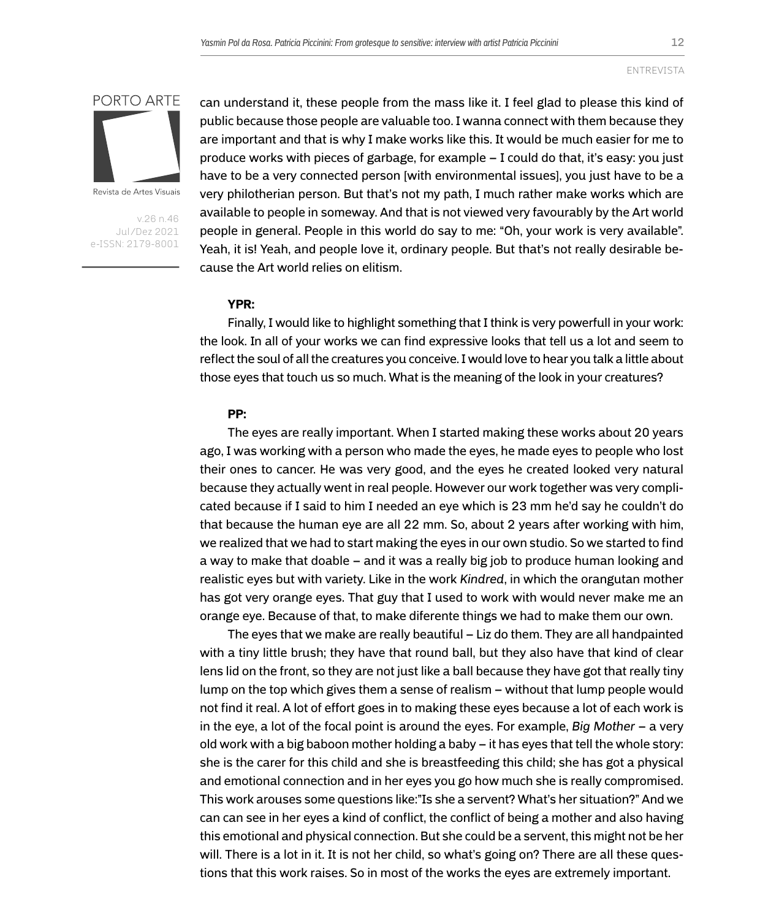can understand it, these people from the mass like it. I feel glad to please this kind of public because those people are valuable too. I wanna connect with them because they are important and that is why I make works like this. It would be much easier for me to produce works with pieces of garbage, for example – I could do that, it's easy: you just have to be a very connected person [with environmental issues], you just have to be a very philotherian person. But that's not my path, I much rather make works which are available to people in someway. And that is not viewed very favourably by the Art world people in general. People in this world do say to me: "Oh, your work is very available". Yeah, it is! Yeah, and people love it, ordinary people. But that's not really desirable because the Art world relies on elitism.

**YPR:**

Finally, I would like to highlight something that I think is very powerfull in your work: the look. In all of your works we can find expressive looks that tell us a lot and seem to reflect the soul of all the creatures you conceive. I would love to hear you talk a little about those eyes that touch us so much. What is the meaning of the look in your creatures?

**PP:**

The eyes are really important. When I started making these works about 20 years ago, I was working with a person who made the eyes, he made eyes to people who lost their ones to cancer. He was very good, and the eyes he created looked very natural because they actually went in real people. However our work together was very complicated because if I said to him I needed an eye which is 23 mm he'd say he couldn't do that because the human eye are all 22 mm. So, about 2 years after working with him, we realized that we had to start making the eyes in our own studio. So we started to find a way to make that doable – and it was a really big job to produce human looking and realistic eyes but with variety. Like in the work *Kindred*, in which the orangutan mother has got very orange eyes. That guy that I used to work with would never make me an orange eye. Because of that, to make diferente things we had to make them our own.

The eyes that we make are really beautiful – Liz do them. They are all handpainted with a tiny little brush; they have that round ball, but they also have that kind of clear lens lid on the front, so they are not just like a ball because they have got that really tiny lump on the top which gives them a sense of realism – without that lump people would not find it real. A lot of effort goes in to making these eyes because a lot of each work is in the eye, a lot of the focal point is around the eyes. For example, *Big Mother* – a very old work with a big baboon mother holding a baby – it has eyes that tell the whole story: she is the carer for this child and she is breastfeeding this child; she has got a physical and emotional connection and in her eyes you go how much she is really compromised. This work arouses some questions like:"Is she a servent? What's her situation?" And we can can see in her eyes a kind of conflict, the conflict of being a mother and also having this emotional and physical connection. But she could be a servent, this might not be her will. There is a lot in it. It is not her child, so what's going on? There are all these questions that this work raises. So in most of the works the eyes are extremely important.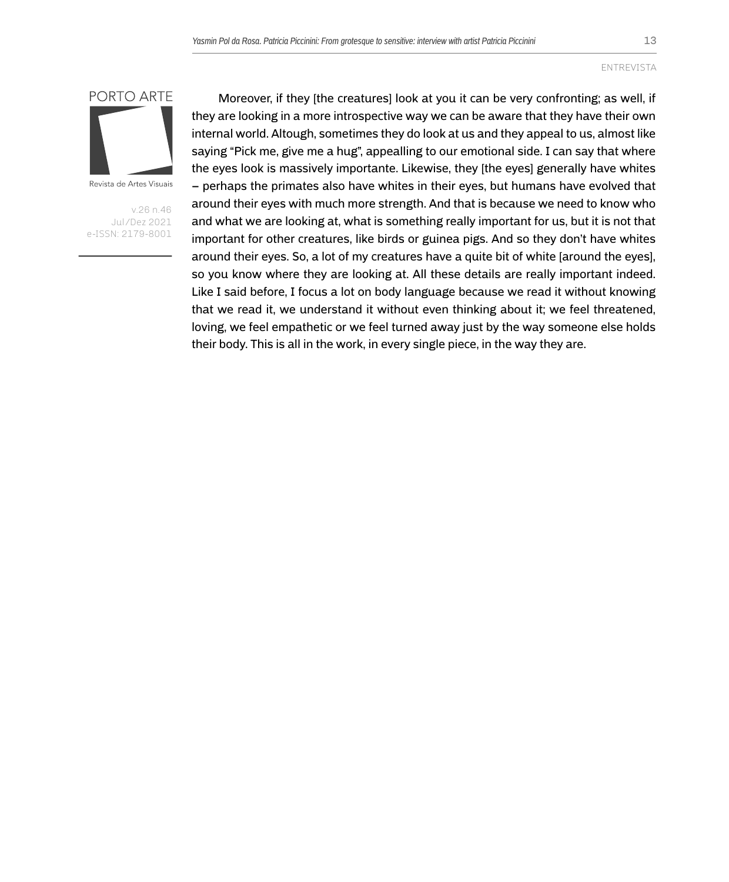Moreover, if they [the creatures] look at you it can be very confronting; as well, if they are looking in a more introspective way we can be aware that they have their own internal world. Altough, sometimes they do look at us and they appeal to us, almost like saying "Pick me, give me a hug", appealling to our emotional side. I can say that where the eyes look is massively importante. Likewise, they [the eyes] generally have whites – perhaps the primates also have whites in their eyes, but humans have evolved that around their eyes with much more strength. And that is because we need to know who and what we are looking at, what is something really important for us, but it is not that important for other creatures, like birds or guinea pigs. And so they don't have whites around their eyes. So, a lot of my creatures have a quite bit of white [around the eyes], so you know where they are looking at. All these details are really important indeed. Like I said before, I focus a lot on body language because we read it without knowing that we read it, we understand it without even thinking about it; we feel threatened, loving, we feel empathetic or we feel turned away just by the way someone else holds their body. This is all in the work, in every single piece, in the way they are.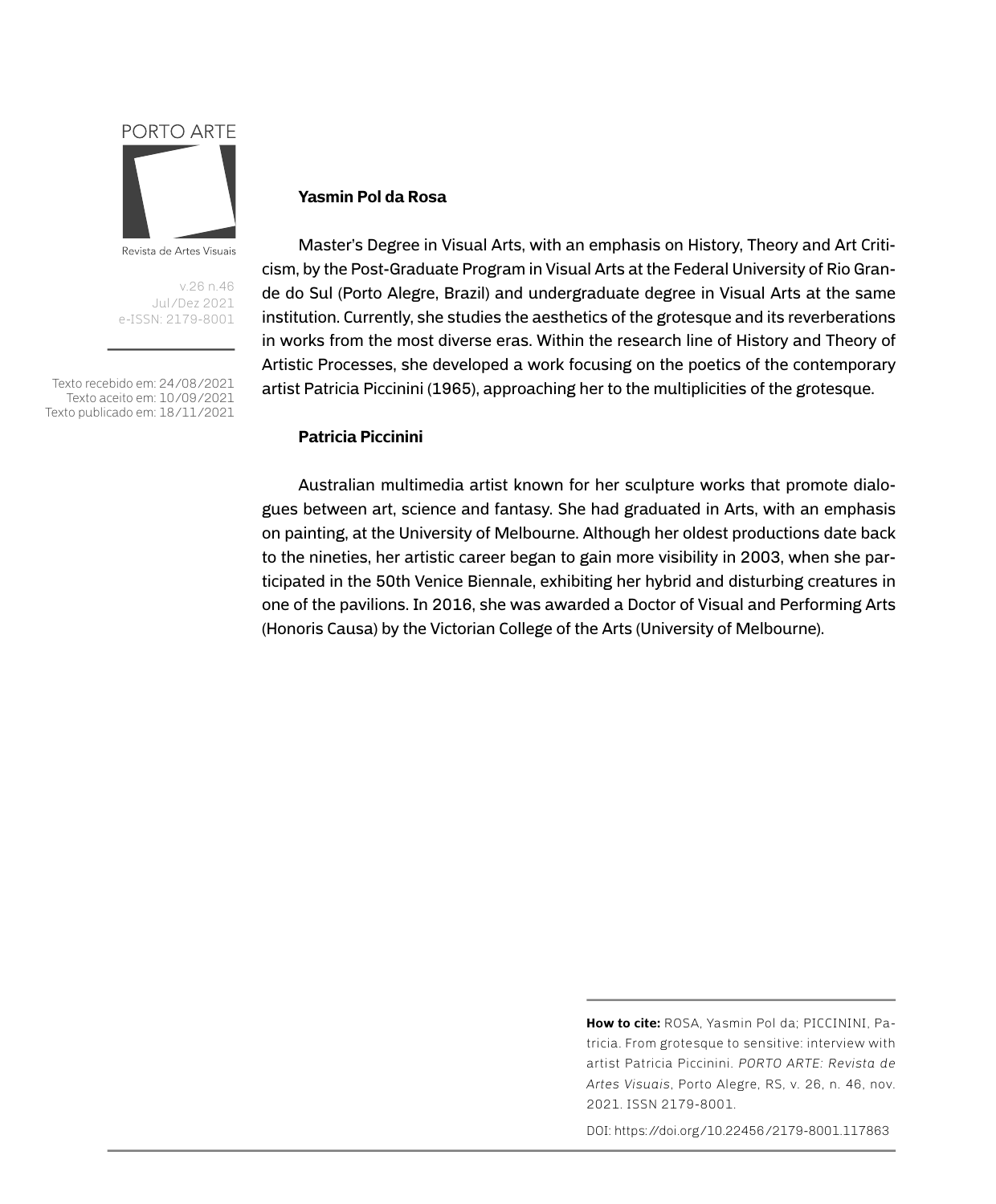**Yasmin Pol da Rosa**

Master's Degree in Visual Arts, with an emphasis on History, Theory and Art Criticism, by the Post-Graduate Program in Visual Arts at the Federal University of Rio Grande do Sul (Porto Alegre, Brazil) and undergraduate degree in Visual Arts at the same institution. Currently, she studies the aesthetics of the grotesque and its reverberations in works from the most diverse eras. Within the research line of History and Theory of Artistic Processes, she developed a work focusing on the poetics of the contemporary artist Patricia Piccinini (1965), approaching her to the multiplicities of the grotesque.

**Patricia Piccinini**

Australian multimedia artist known for her sculpture works that promote dialogues between art, science and fantasy. She had graduated in Arts, with an emphasis on painting, at the University of Melbourne. Although her oldest productions date back to the nineties, her artistic career began to gain more visibility in 2003, when she participated in the 50th Venice Biennale, exhibiting her hybrid and disturbing creatures in one of the pavilions. In 2016, she was awarded a Doctor of Visual and Performing Arts (Honoris Causa) by the Victorian College of the Arts (University of Melbourne).

Texto recebido em: 24/08/2021
Texto aceito em: 10/09/2021
Texto publicado em: 18/11/2021

**How to cite:** ROSA, Yasmin Pol da; PICCININI, Patricia. From grotesque to sensitive: interview with artist Patricia Piccinini. *PORTO ARTE: Revista de Artes Visuais*, Porto Alegre, RS, v. 26, n. 46, nov. 2021. ISSN 2179-8001.

DOI: https://doi.org/10.22456/2179-8001.117863